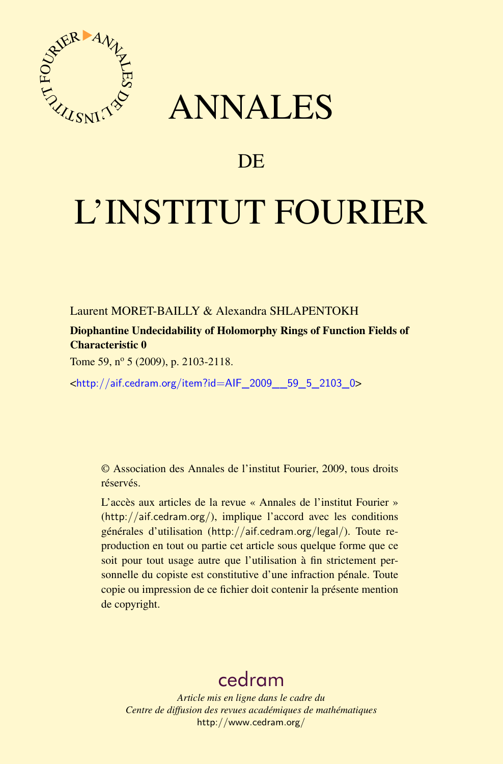# ANNALES

# DE

# L'INSTITUT FOURIER

Laurent MORET-BAILLY & Alexandra SHLAPENTOKH

**Diophantine Undecidability of Holomorphy Rings of Function Fields of Characteristic 0**

Tome 59, n$^{o}$ 5 (2009), p. 2103-2118.

<http://aif.cedram.org/item?id=AIF_2009__59_5_2103_0>

© Association des Annales de l'institut Fourier, 2009, tous droits réservés.

L'accès aux articles de la revue « Annales de l'institut Fourier » (http://aif.cedram.org/), implique l'accord avec les conditions générales d'utilisation (http://aif.cedram.org/legal/). Toute reproduction en tout ou partie cet article sous quelque forme que ce soit pour tout usage autre que l'utilisation à fin strictement personnelle du copiste est constitutive d'une infraction pénale. Toute copie ou impression de ce fichier doit contenir la présente mention de copyright.

cedram

*Article mis en ligne dans le cadre du*
*Centre de diffusion des revues académiques de mathématiques*
http://www.cedram.org/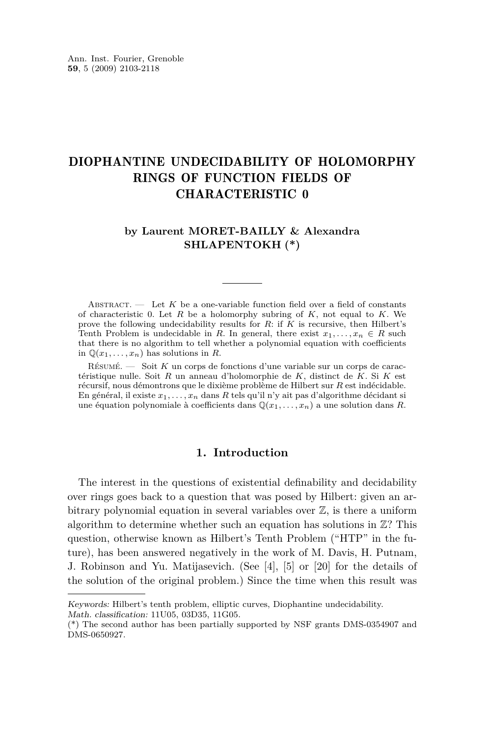# DIOPHANTINE UNDECIDABILITY OF HOLOMORPHY RINGS OF FUNCTION FIELDS OF CHARACTERISTIC 0

**by Laurent MORET-BAILLY & Alexandra SHLAPENTOKH (*)**

---

Abstract. — Let $K$ be a one-variable function field over a field of constants of characteristic 0. Let $R$ be a holomorphy subring of $K$, not equal to $K$. We prove the following undecidability results for $R$: if $K$ is recursive, then Hilbert's Tenth Problem is undecidable in $R$. In general, there exist $x_1, \ldots, x_n \in R$ such that there is no algorithm to tell whether a polynomial equation with coefficients in $\mathbb{Q}(x_1, \ldots, x_n)$ has solutions in $R$.

Résumé. — Soit $K$ un corps de fonctions d'une variable sur un corps de caractéristique nulle. Soit $R$ un anneau d'holomorphie de $K$, distinct de $K$. Si $K$ est récursif, nous démontrons que le dixième problème de Hilbert sur $R$ est indécidable. En général, il existe $x_1, \ldots, x_n$ dans $R$ tels qu'il n'y ait pas d'algorithme décidant si une équation polynomiale à coefficients dans $\mathbb{Q}(x_1, \ldots, x_n)$ a une solution dans $R$.

## 1. Introduction

The interest in the questions of existential definability and decidability over rings goes back to a question that was posed by Hilbert: given an arbitrary polynomial equation in several variables over $\mathbb{Z}$, is there a uniform algorithm to determine whether such an equation has solutions in $\mathbb{Z}$? This question, otherwise known as Hilbert's Tenth Problem ("HTP" in the future), has been answered negatively in the work of M. Davis, H. Putnam, J. Robinson and Yu. Matijasevich. (See [4], [5] or [20] for the details of the solution of the original problem.) Since the time when this result was

---

*Keywords:* Hilbert's tenth problem, elliptic curves, Diophantine undecidability.
*Math. classification:* 11U05, 03D35, 11G05.
(*) The second author has been partially supported by NSF grants DMS-0354907 and DMS-0650927.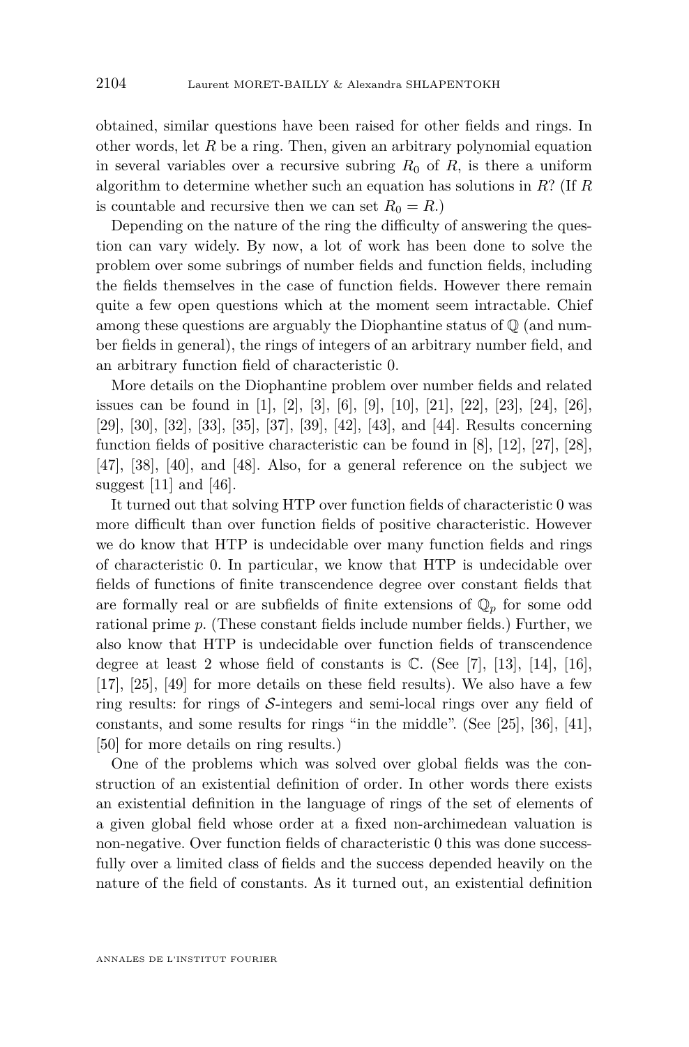obtained, similar questions have been raised for other fields and rings. In other words, let $R$ be a ring. Then, given an arbitrary polynomial equation in several variables over a recursive subring $R_0$ of $R$, is there a uniform algorithm to determine whether such an equation has solutions in $R$? (If $R$ is countable and recursive then we can set $R_0 = R$.)

Depending on the nature of the ring the difficulty of answering the question can vary widely. By now, a lot of work has been done to solve the problem over some subrings of number fields and function fields, including the fields themselves in the case of function fields. However there remain quite a few open questions which at the moment seem intractable. Chief among these questions are arguably the Diophantine status of $\mathbb{Q}$ (and number fields in general), the rings of integers of an arbitrary number field, and an arbitrary function field of characteristic 0.

More details on the Diophantine problem over number fields and related issues can be found in [1], [2], [3], [6], [9], [10], [21], [22], [23], [24], [26], [29], [30], [32], [33], [35], [37], [39], [42], [43], and [44]. Results concerning function fields of positive characteristic can be found in [8], [12], [27], [28], [47], [38], [40], and [48]. Also, for a general reference on the subject we suggest [11] and [46].

It turned out that solving HTP over function fields of characteristic 0 was more difficult than over function fields of positive characteristic. However we do know that HTP is undecidable over many function fields and rings of characteristic 0. In particular, we know that HTP is undecidable over fields of functions of finite transcendence degree over constant fields that are formally real or are subfields of finite extensions of $\mathbb{Q}_p$ for some odd rational prime $p$. (These constant fields include number fields.) Further, we also know that HTP is undecidable over function fields of transcendence degree at least 2 whose field of constants is $\mathbb{C}$. (See [7], [13], [14], [16], [17], [25], [49] for more details on these field results). We also have a few ring results: for rings of $\mathcal{S}$-integers and semi-local rings over any field of constants, and some results for rings "in the middle". (See [25], [36], [41], [50] for more details on ring results.)

One of the problems which was solved over global fields was the construction of an existential definition of order. In other words there exists an existential definition in the language of rings of the set of elements of a given global field whose order at a fixed non-archimedean valuation is non-negative. Over function fields of characteristic 0 this was done successfully over a limited class of fields and the success depended heavily on the nature of the field of constants. As it turned out, an existential definition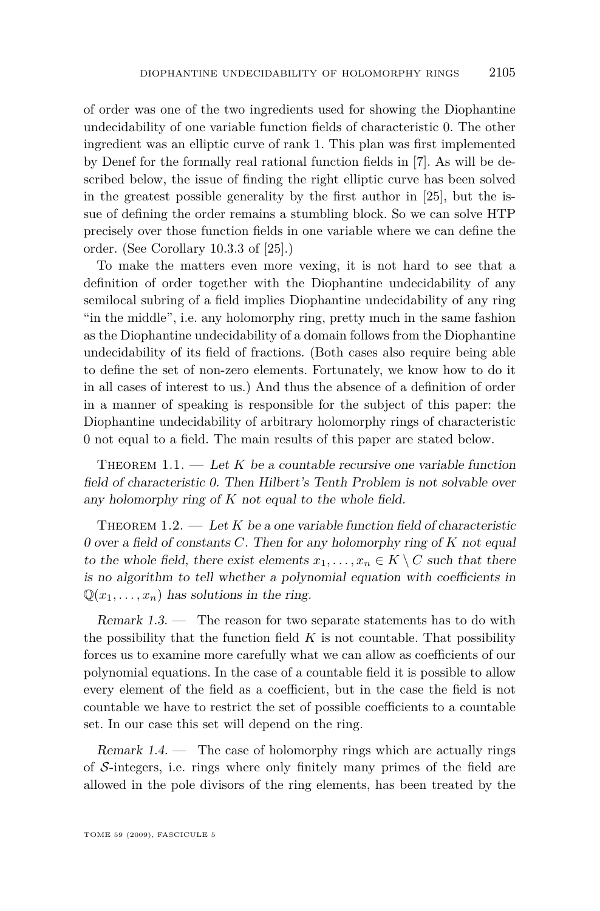of order was one of the two ingredients used for showing the Diophantine undecidability of one variable function fields of characteristic 0. The other ingredient was an elliptic curve of rank 1. This plan was first implemented by Denef for the formally real rational function fields in [7]. As will be described below, the issue of finding the right elliptic curve has been solved in the greatest possible generality by the first author in [25], but the issue of defining the order remains a stumbling block. So we can solve HTP precisely over those function fields in one variable where we can define the order. (See Corollary 10.3.3 of [25].)

To make the matters even more vexing, it is not hard to see that a definition of order together with the Diophantine undecidability of any semilocal subring of a field implies Diophantine undecidability of any ring "in the middle", i.e. any holomorphy ring, pretty much in the same fashion as the Diophantine undecidability of a domain follows from the Diophantine undecidability of its field of fractions. (Both cases also require being able to define the set of non-zero elements. Fortunately, we know how to do it in all cases of interest to us.) And thus the absence of a definition of order in a manner of speaking is responsible for the subject of this paper: the Diophantine undecidability of arbitrary holomorphy rings of characteristic 0 not equal to a field. The main results of this paper are stated below.

Theorem 1.1. — *Let $K$ be a countable recursive one variable function field of characteristic 0. Then Hilbert's Tenth Problem is not solvable over any holomorphy ring of $K$ not equal to the whole field.*

Theorem 1.2. — *Let $K$ be a one variable function field of characteristic 0 over a field of constants $C$. Then for any holomorphy ring of $K$ not equal to the whole field, there exist elements $x_1, \ldots, x_n \in K \setminus C$ such that there is no algorithm to tell whether a polynomial equation with coefficients in $\mathbb{Q}(x_1, \ldots, x_n)$ has solutions in the ring.*

*Remark 1.3.* — The reason for two separate statements has to do with the possibility that the function field $K$ is not countable. That possibility forces us to examine more carefully what we can allow as coefficients of our polynomial equations. In the case of a countable field it is possible to allow every element of the field as a coefficient, but in the case the field is not countable we have to restrict the set of possible coefficients to a countable set. In our case this set will depend on the ring.

*Remark 1.4.* — The case of holomorphy rings which are actually rings of $\mathcal{S}$-integers, i.e. rings where only finitely many primes of the field are allowed in the pole divisors of the ring elements, has been treated by the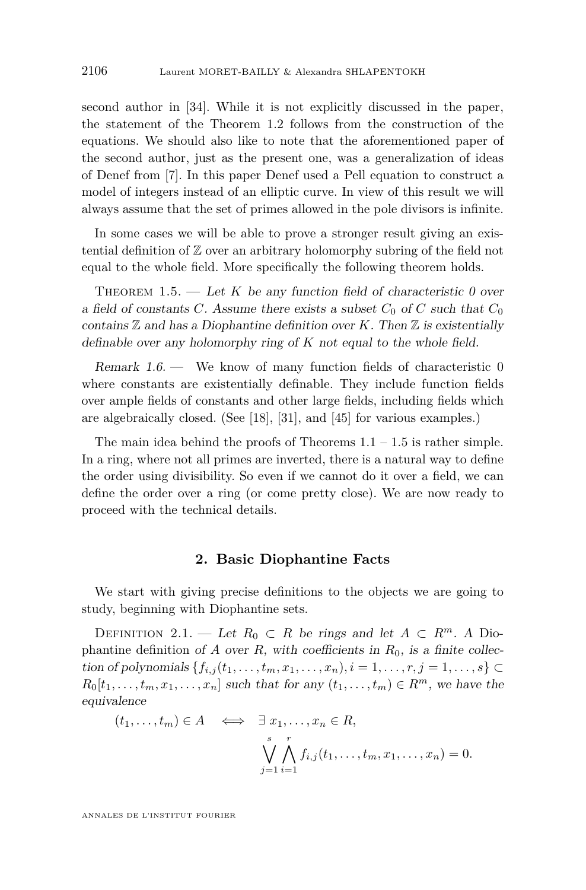second author in [34]. While it is not explicitly discussed in the paper, the statement of the Theorem 1.2 follows from the construction of the equations. We should also like to note that the aforementioned paper of the second author, just as the present one, was a generalization of ideas of Denef from [7]. In this paper Denef used a Pell equation to construct a model of integers instead of an elliptic curve. In view of this result we will always assume that the set of primes allowed in the pole divisors is infinite.

In some cases we will be able to prove a stronger result giving an existential definition of $\mathbb{Z}$ over an arbitrary holomorphy subring of the field not equal to the whole field. More specifically the following theorem holds.

Theorem 1.5. — *Let $K$ be any function field of characteristic 0 over a field of constants $C$. Assume there exists a subset $C_0$ of $C$ such that $C_0$ contains $\mathbb{Z}$ and has a Diophantine definition over $K$. Then $\mathbb{Z}$ is existentially definable over any holomorphy ring of $K$ not equal to the whole field.*

*Remark 1.6.* — We know of many function fields of characteristic 0 where constants are existentially definable. They include function fields over ample fields of constants and other large fields, including fields which are algebraically closed. (See [18], [31], and [45] for various examples.)

The main idea behind the proofs of Theorems 1.1 – 1.5 is rather simple. In a ring, where not all primes are inverted, there is a natural way to define the order using divisibility. So even if we cannot do it over a field, we can define the order over a ring (or come pretty close). We are now ready to proceed with the technical details.

## 2. Basic Diophantine Facts

We start with giving precise definitions to the objects we are going to study, beginning with Diophantine sets.

Definition 2.1. — *Let $R_0 \subset R$ be rings and let $A \subset R^m$. A* Diophantine definition *of $A$ over $R$, with coefficients in $R_0$, is a finite collection of polynomials $\{f_{i,j}(t_1,\ldots,t_m,x_1,\ldots,x_n), i=1,\ldots,r, j=1,\ldots,s\} \subset R_0[t_1,\ldots,t_m,x_1,\ldots,x_n]$ such that for any $(t_1,\ldots,t_m) \in R^m$, we have the equivalence*

$$(t_1,\ldots,t_m) \in A \iff \exists\, x_1,\ldots,x_n \in R, \quad \bigvee_{j=1}^{s} \bigwedge_{i=1}^{r} f_{i,j}(t_1,\ldots,t_m,x_1,\ldots,x_n) = 0.$$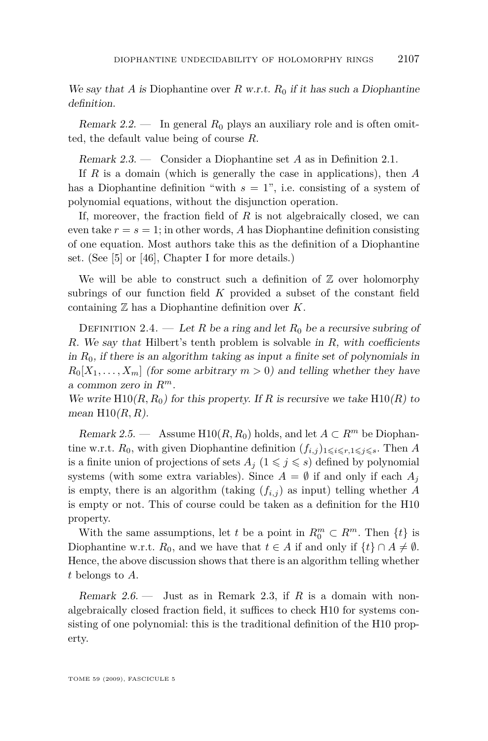*We say that $A$ is* Diophantine over $R$ *w.r.t.* $R_0$ *if it has such a Diophantine definition.*

*Remark 2.2.* — In general $R_0$ plays an auxiliary role and is often omitted, the default value being of course $R$.

*Remark 2.3.* — Consider a Diophantine set $A$ as in Definition 2.1.

If $R$ is a domain (which is generally the case in applications), then $A$ has a Diophantine definition "with $s = 1$", i.e. consisting of a system of polynomial equations, without the disjunction operation.

If, moreover, the fraction field of $R$ is not algebraically closed, we can even take $r = s = 1$; in other words, $A$ has Diophantine definition consisting of one equation. Most authors take this as the definition of a Diophantine set. (See [5] or [46], Chapter I for more details.)

We will be able to construct such a definition of $\mathbb{Z}$ over holomorphy subrings of our function field $K$ provided a subset of the constant field containing $\mathbb{Z}$ has a Diophantine definition over $K$.

Definition 2.4. — *Let $R$ be a ring and let $R_0$ be a recursive subring of $R$. We say that* Hilbert's tenth problem is solvable *in $R$, with coefficients in $R_0$, if there is an algorithm taking as input a finite set of polynomials in $R_0[X_1, \ldots, X_m]$ (for some arbitrary $m > 0$) and telling whether they have a common zero in $R^m$.*
*We write* $\mathrm{H10}(R, R_0)$ *for this property. If $R$ is recursive we take* $\mathrm{H10}(R)$ *to mean* $\mathrm{H10}(R, R)$.

*Remark 2.5.* — Assume $\mathrm{H10}(R, R_0)$ holds, and let $A \subset R^m$ be Diophantine w.r.t. $R_0$, with given Diophantine definition $(f_{i,j})_{1 \leqslant i \leqslant r, 1 \leqslant j \leqslant s}$. Then $A$ is a finite union of projections of sets $A_j$ ($1 \leqslant j \leqslant s$) defined by polynomial systems (with some extra variables). Since $A = \emptyset$ if and only if each $A_j$ is empty, there is an algorithm (taking $(f_{i,j})$ as input) telling whether $A$ is empty or not. This of course could be taken as a definition for the H10 property.

With the same assumptions, let $t$ be a point in $R_0^m \subset R^m$. Then $\{t\}$ is Diophantine w.r.t. $R_0$, and we have that $t \in A$ if and only if $\{t\} \cap A \neq \emptyset$. Hence, the above discussion shows that there is an algorithm telling whether $t$ belongs to $A$.

*Remark 2.6.* — Just as in Remark 2.3, if $R$ is a domain with non-algebraically closed fraction field, it suffices to check H10 for systems consisting of one polynomial: this is the traditional definition of the H10 property.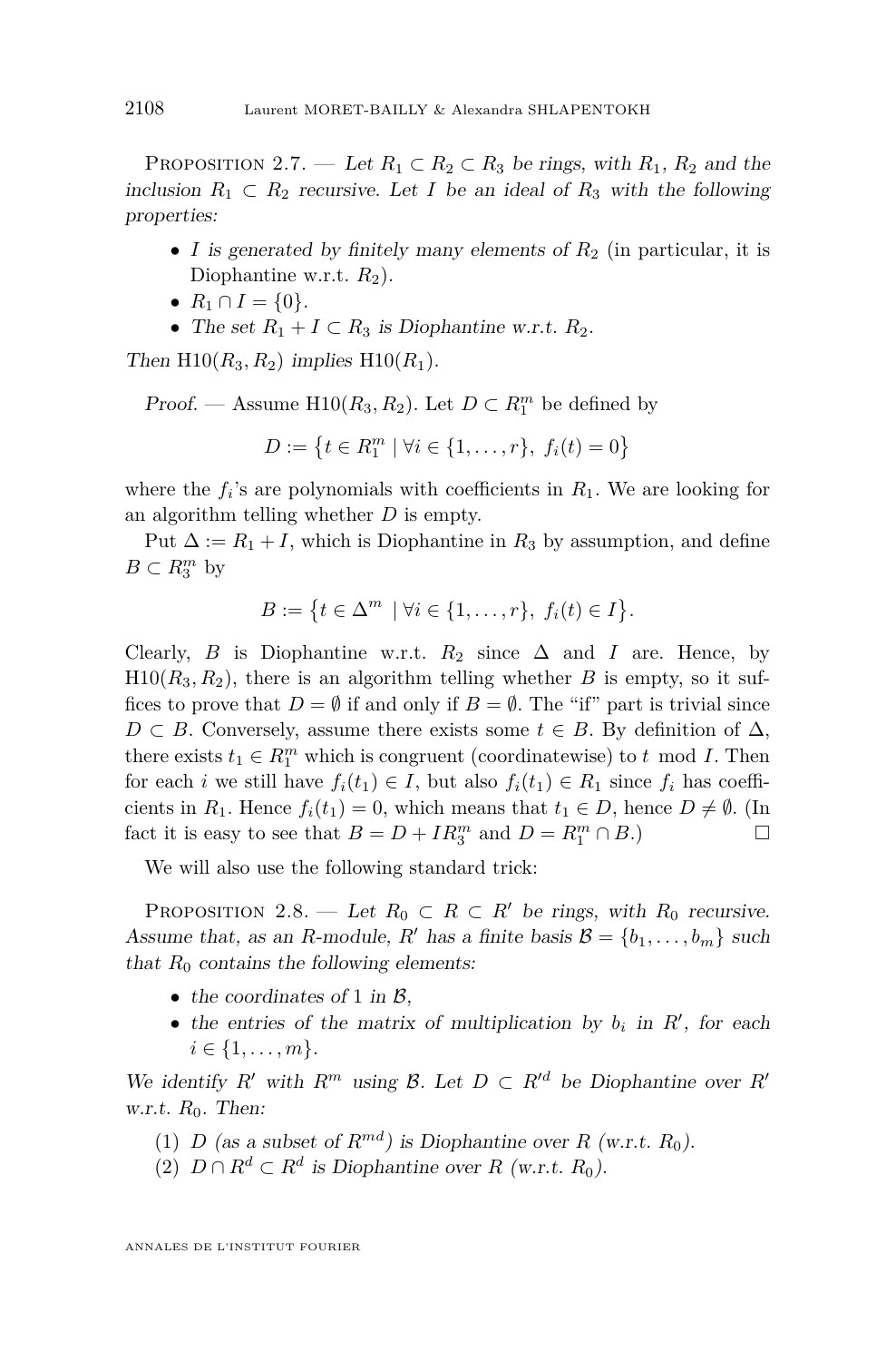Proposition 2.7. — *Let $R_1 \subset R_2 \subset R_3$ be rings, with $R_1$, $R_2$ and the inclusion $R_1 \subset R_2$ recursive. Let $I$ be an ideal of $R_3$ with the following properties:*

- *$I$ is generated by finitely many elements of $R_2$* (in particular, it is Diophantine w.r.t. $R_2$).
- $R_1 \cap I = \{0\}$.
- *The set $R_1 + I \subset R_3$ is Diophantine w.r.t. $R_2$.*

*Then* $\mathrm{H10}(R_3, R_2)$ *implies* $\mathrm{H10}(R_1)$.

*Proof.* — Assume $\mathrm{H10}(R_3, R_2)$. Let $D \subset R_1^m$ be defined by

$$D := \bigl\{t \in R_1^m \mid \forall i \in \{1, \dots, r\},\ f_i(t) = 0\bigr\}$$

where the $f_i$'s are polynomials with coefficients in $R_1$. We are looking for an algorithm telling whether $D$ is empty.

Put $\Delta := R_1 + I$, which is Diophantine in $R_3$ by assumption, and define $B \subset R_3^m$ by

$$B := \bigl\{t \in \Delta^m \mid \forall i \in \{1, \dots, r\},\ f_i(t) \in I\bigr\}.$$

Clearly, $B$ is Diophantine w.r.t. $R_2$ since $\Delta$ and $I$ are. Hence, by $\mathrm{H10}(R_3, R_2)$, there is an algorithm telling whether $B$ is empty, so it suffices to prove that $D = \emptyset$ if and only if $B = \emptyset$. The "if" part is trivial since $D \subset B$. Conversely, assume there exists some $t \in B$. By definition of $\Delta$, there exists $t_1 \in R_1^m$ which is congruent (coordinatewise) to $t \mod I$. Then for each $i$ we still have $f_i(t_1) \in I$, but also $f_i(t_1) \in R_1$ since $f_i$ has coefficients in $R_1$. Hence $f_i(t_1) = 0$, which means that $t_1 \in D$, hence $D \neq \emptyset$. (In fact it is easy to see that $B = D + IR_3^m$ and $D = R_1^m \cap B$.) $\square$

We will also use the following standard trick:

Proposition 2.8. — *Let $R_0 \subset R \subset R'$ be rings, with $R_0$ recursive. Assume that, as an $R$-module, $R'$ has a finite basis $\mathcal{B} = \{b_1, \dots, b_m\}$ such that $R_0$ contains the following elements:*

- *the coordinates of $1$ in $\mathcal{B}$,*
- *the entries of the matrix of multiplication by $b_i$ in $R'$, for each $i \in \{1, \dots, m\}$.*

*We identify $R'$ with $R^m$ using $\mathcal{B}$. Let $D \subset R'^d$ be Diophantine over $R'$ w.r.t. $R_0$. Then:*

1. *$D$ (as a subset of $R^{md}$) is Diophantine over $R$ (w.r.t. $R_0$).*
2. *$D \cap R^d \subset R^d$ is Diophantine over $R$ (w.r.t. $R_0$).*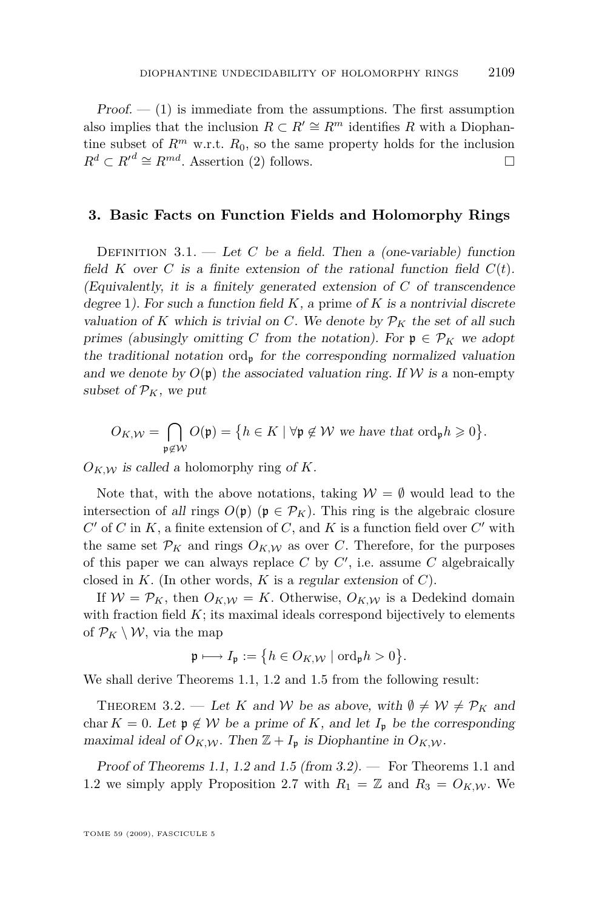*Proof.* — (1) is immediate from the assumptions. The first assumption also implies that the inclusion $R \subset R' \cong R^m$ identifies $R$ with a Diophantine subset of $R^m$ w.r.t. $R_0$, so the same property holds for the inclusion $R^d \subset R'^d \cong R^{md}$. Assertion (2) follows. □

## 3. Basic Facts on Function Fields and Holomorphy Rings

Definition 3.1. — *Let $C$ be a field. Then a (one-variable) function field $K$ over $C$ is a finite extension of the rational function field $C(t)$. (Equivalently, it is a finitely generated extension of $C$ of transcendence degree 1). For such a function field $K$, a* prime *of $K$ is a nontrivial discrete valuation of $K$ which is trivial on $C$. We denote by $\mathcal{P}_K$ the set of all such primes (abusingly omitting $C$ from the notation). For $\mathfrak{p} \in \mathcal{P}_K$ we adopt the traditional notation $\mathrm{ord}_{\mathfrak{p}}$ for the corresponding normalized valuation and we denote by $O(\mathfrak{p})$ the associated valuation ring. If $\mathcal{W}$ is a* non-empty *subset of $\mathcal{P}_K$, we put*

$$O_{K,\mathcal{W}} = \bigcap_{\mathfrak{p} \notin \mathcal{W}} O(\mathfrak{p}) = \{h \in K \mid \forall \mathfrak{p} \notin \mathcal{W} \text{ we have that } \mathrm{ord}_{\mathfrak{p}} h \geqslant 0\}.$$

*$O_{K,\mathcal{W}}$ is called a* holomorphy ring *of $K$.*

Note that, with the above notations, taking $\mathcal{W} = \emptyset$ would lead to the intersection of *all* rings $O(\mathfrak{p})$ ($\mathfrak{p} \in \mathcal{P}_K$). This ring is the algebraic closure $C'$ of $C$ in $K$, a finite extension of $C$, and $K$ is a function field over $C'$ with the same set $\mathcal{P}_K$ and rings $O_{K,\mathcal{W}}$ as over $C$. Therefore, for the purposes of this paper we can always replace $C$ by $C'$, i.e. assume $C$ algebraically closed in $K$. (In other words, $K$ is a *regular extension* of $C$).

If $\mathcal{W} = \mathcal{P}_K$, then $O_{K,\mathcal{W}} = K$. Otherwise, $O_{K,\mathcal{W}}$ is a Dedekind domain with fraction field $K$; its maximal ideals correspond bijectively to elements of $\mathcal{P}_K \setminus \mathcal{W}$, via the map

$$\mathfrak{p} \longmapsto I_{\mathfrak{p}} := \{h \in O_{K,\mathcal{W}} \mid \mathrm{ord}_{\mathfrak{p}} h > 0\}.$$

We shall derive Theorems 1.1, 1.2 and 1.5 from the following result:

Theorem 3.2. — *Let $K$ and $\mathcal{W}$ be as above, with $\emptyset \neq \mathcal{W} \neq \mathcal{P}_K$ and $\mathrm{char}\, K = 0$. Let $\mathfrak{p} \notin \mathcal{W}$ be a prime of $K$, and let $I_{\mathfrak{p}}$ be the corresponding maximal ideal of $O_{K,\mathcal{W}}$. Then $\mathbb{Z} + I_{\mathfrak{p}}$ is Diophantine in $O_{K,\mathcal{W}}$.*

*Proof of Theorems 1.1, 1.2 and 1.5 (from 3.2).* — For Theorems 1.1 and 1.2 we simply apply Proposition 2.7 with $R_1 = \mathbb{Z}$ and $R_3 = O_{K,\mathcal{W}}$. We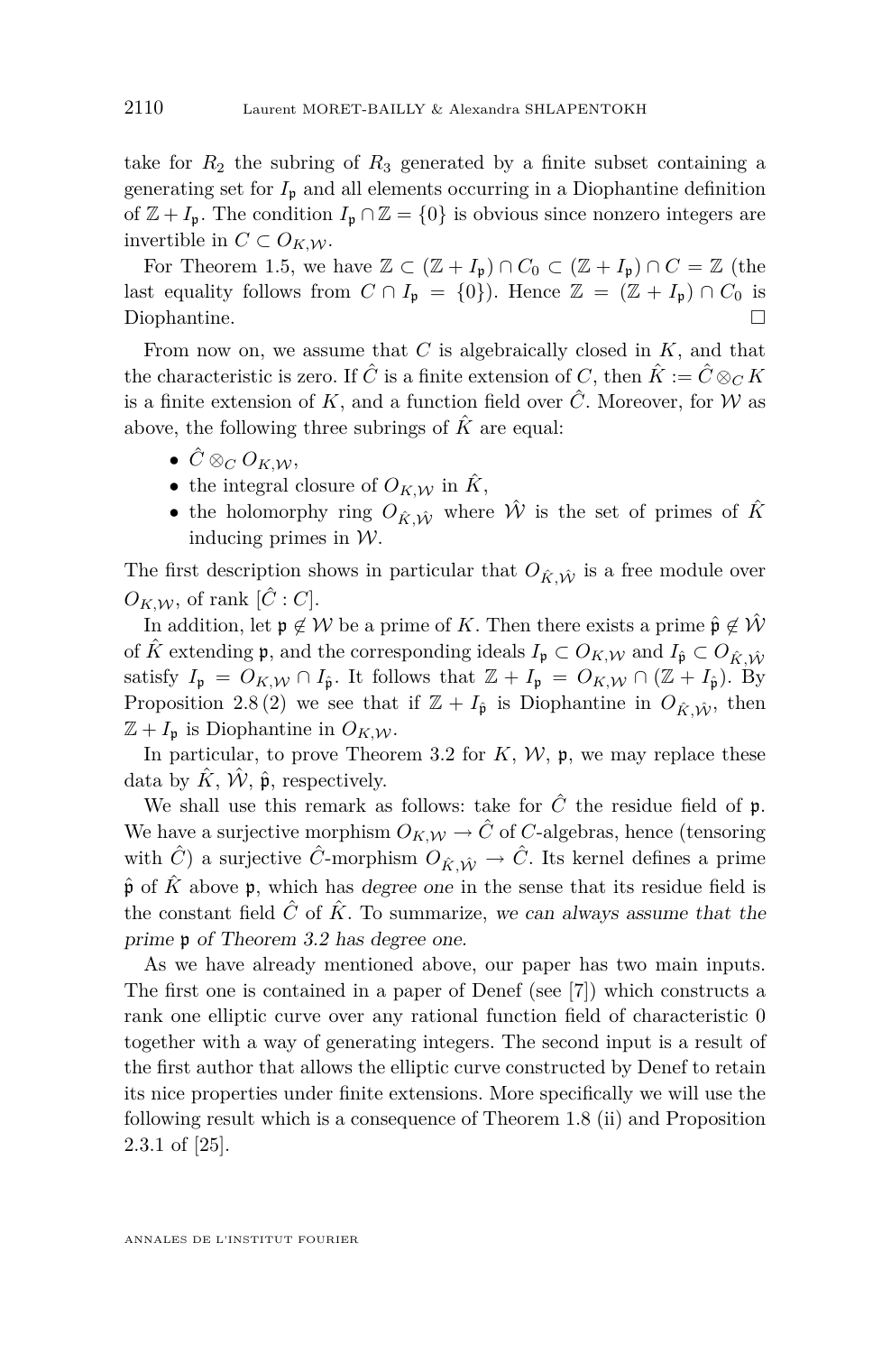take for $R_2$ the subring of $R_3$ generated by a finite subset containing a generating set for $I_\mathfrak{p}$ and all elements occurring in a Diophantine definition of $\mathbb{Z} + I_\mathfrak{p}$. The condition $I_\mathfrak{p} \cap \mathbb{Z} = \{0\}$ is obvious since nonzero integers are invertible in $C \subset O_{K,\mathcal{W}}$.

For Theorem 1.5, we have $\mathbb{Z} \subset (\mathbb{Z} + I_\mathfrak{p}) \cap C_0 \subset (\mathbb{Z} + I_\mathfrak{p}) \cap C = \mathbb{Z}$ (the last equality follows from $C \cap I_\mathfrak{p} = \{0\}$). Hence $\mathbb{Z} = (\mathbb{Z} + I_\mathfrak{p}) \cap C_0$ is Diophantine. □

From now on, we assume that $C$ is algebraically closed in $K$, and that the characteristic is zero. If $\hat{C}$ is a finite extension of $C$, then $\hat{K} := \hat{C} \otimes_C K$ is a finite extension of $K$, and a function field over $\hat{C}$. Moreover, for $\mathcal{W}$ as above, the following three subrings of $\hat{K}$ are equal:

- $\hat{C} \otimes_C O_{K,\mathcal{W}}$,
- the integral closure of $O_{K,\mathcal{W}}$ in $\hat{K}$,
- the holomorphy ring $O_{\hat{K},\hat{\mathcal{W}}}$ where $\hat{\mathcal{W}}$ is the set of primes of $\hat{K}$ inducing primes in $\mathcal{W}$.

The first description shows in particular that $O_{\hat{K},\hat{\mathcal{W}}}$ is a free module over $O_{K,\mathcal{W}}$, of rank $[\hat{C} : C]$.

In addition, let $\mathfrak{p} \notin \mathcal{W}$ be a prime of $K$. Then there exists a prime $\hat{\mathfrak{p}} \notin \hat{\mathcal{W}}$ of $\hat{K}$ extending $\mathfrak{p}$, and the corresponding ideals $I_\mathfrak{p} \subset O_{K,\mathcal{W}}$ and $I_{\hat{\mathfrak{p}}} \subset O_{\hat{K},\hat{\mathcal{W}}}$ satisfy $I_\mathfrak{p} = O_{K,\mathcal{W}} \cap I_{\hat{\mathfrak{p}}}$. It follows that $\mathbb{Z} + I_\mathfrak{p} = O_{K,\mathcal{W}} \cap (\mathbb{Z} + I_{\hat{\mathfrak{p}}})$. By Proposition 2.8 (2) we see that if $\mathbb{Z} + I_{\hat{\mathfrak{p}}}$ is Diophantine in $O_{\hat{K},\hat{\mathcal{W}}}$, then $\mathbb{Z} + I_\mathfrak{p}$ is Diophantine in $O_{K,\mathcal{W}}$.

In particular, to prove Theorem 3.2 for $K$, $\mathcal{W}$, $\mathfrak{p}$, we may replace these data by $\hat{K}$, $\hat{\mathcal{W}}$, $\hat{\mathfrak{p}}$, respectively.

We shall use this remark as follows: take for $\hat{C}$ the residue field of $\mathfrak{p}$. We have a surjective morphism $O_{K,\mathcal{W}} \to \hat{C}$ of $C$-algebras, hence (tensoring with $\hat{C}$) a surjective $\hat{C}$-morphism $O_{\hat{K},\hat{\mathcal{W}}} \to \hat{C}$. Its kernel defines a prime $\hat{\mathfrak{p}}$ of $\hat{K}$ above $\mathfrak{p}$, which has *degree one* in the sense that its residue field is the constant field $\hat{C}$ of $\hat{K}$. To summarize, *we can always assume that the prime* $\mathfrak{p}$ *of Theorem 3.2 has degree one.*

As we have already mentioned above, our paper has two main inputs. The first one is contained in a paper of Denef (see [7]) which constructs a rank one elliptic curve over any rational function field of characteristic 0 together with a way of generating integers. The second input is a result of the first author that allows the elliptic curve constructed by Denef to retain its nice properties under finite extensions. More specifically we will use the following result which is a consequence of Theorem 1.8 (ii) and Proposition 2.3.1 of [25].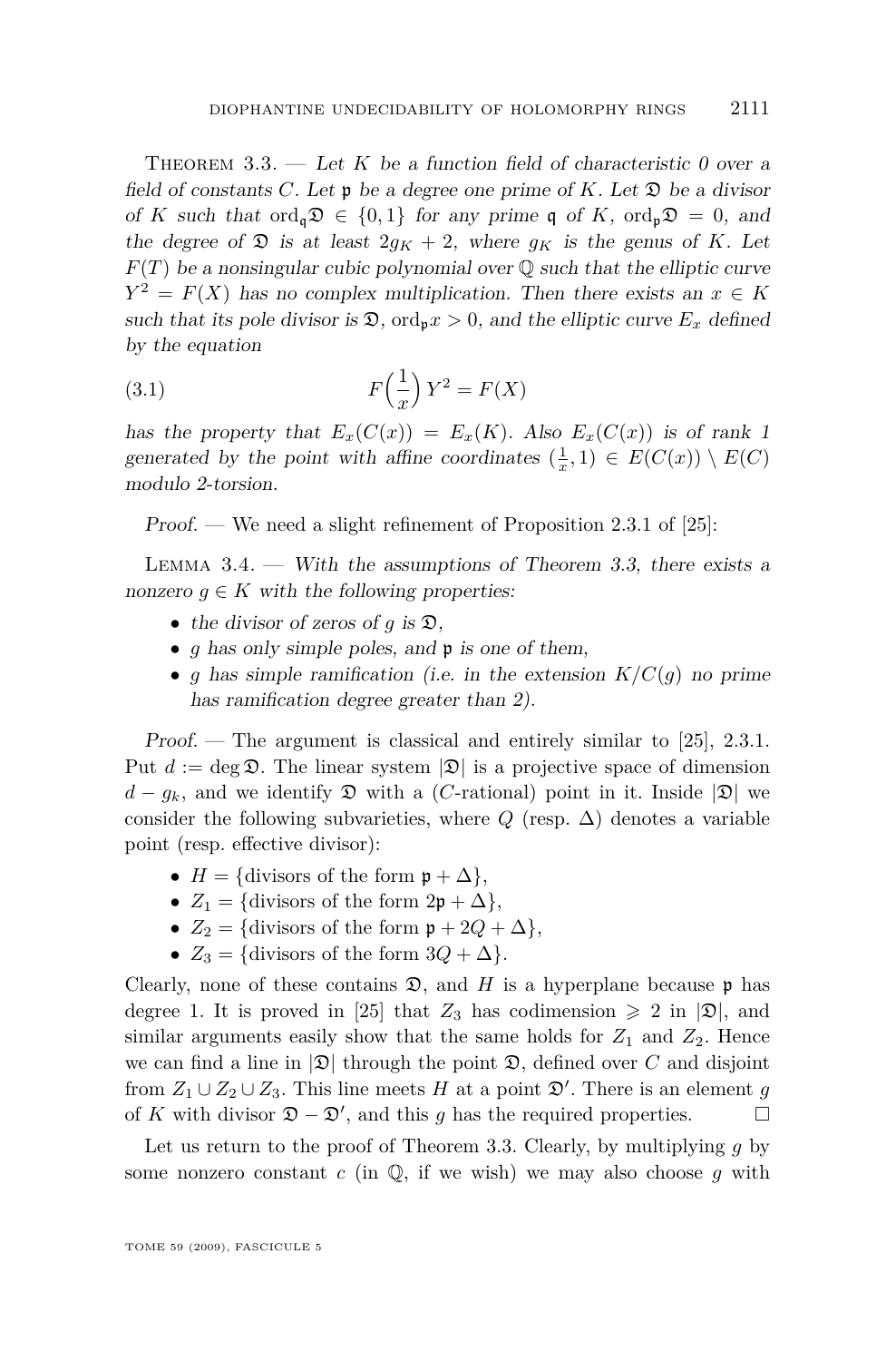Theorem 3.3. — *Let $K$ be a function field of characteristic 0 over a field of constants $C$. Let $\mathfrak{p}$ be a degree one prime of $K$. Let $\mathfrak{D}$ be a divisor of $K$ such that $\text{ord}_{\mathfrak{q}}\mathfrak{D} \in \{0,1\}$ for any prime $\mathfrak{q}$ of $K$, $\text{ord}_{\mathfrak{p}}\mathfrak{D} = 0$, and the degree of $\mathfrak{D}$ is at least $2g_K + 2$, where $g_K$ is the genus of $K$. Let $F(T)$ be a nonsingular cubic polynomial over $\mathbb{Q}$ such that the elliptic curve $Y^2 = F(X)$ has no complex multiplication. Then there exists an $x \in K$ such that its pole divisor is $\mathfrak{D}$, $\text{ord}_{\mathfrak{p}}x > 0$, and the elliptic curve $E_x$ defined by the equation*

$$F\Big(\frac{1}{x}\Big)\, Y^2 = F(X) \tag{3.1}$$

*has the property that $E_x(C(x)) = E_x(K)$. Also $E_x(C(x))$ is of rank 1 generated by the point with affine coordinates $(\frac{1}{x}, 1) \in E(C(x)) \setminus E(C)$ modulo 2-torsion.*

*Proof.* — We need a slight refinement of Proposition 2.3.1 of [25]:

Lemma 3.4. — *With the assumptions of Theorem 3.3, there exists a nonzero $g \in K$ with the following properties:*

- *the divisor of zeros of $g$ is $\mathfrak{D}$,*
- *$g$ has only simple poles, and $\mathfrak{p}$ is one of them,*
- *$g$ has simple ramification (i.e. in the extension $K/C(g)$ no prime has ramification degree greater than 2).*

*Proof.* — The argument is classical and entirely similar to [25], 2.3.1. Put $d := \deg \mathfrak{D}$. The linear system $|\mathfrak{D}|$ is a projective space of dimension $d - g_k$, and we identify $\mathfrak{D}$ with a ($C$-rational) point in it. Inside $|\mathfrak{D}|$ we consider the following subvarieties, where $Q$ (resp. $\Delta$) denotes a variable point (resp. effective divisor):

- $H = \{\text{divisors of the form } \mathfrak{p} + \Delta\}$,
- $Z_1 = \{\text{divisors of the form } 2\mathfrak{p} + \Delta\}$,
- $Z_2 = \{\text{divisors of the form } \mathfrak{p} + 2Q + \Delta\}$,
- $Z_3 = \{\text{divisors of the form } 3Q + \Delta\}$.

Clearly, none of these contains $\mathfrak{D}$, and $H$ is a hyperplane because $\mathfrak{p}$ has degree 1. It is proved in [25] that $Z_3$ has codimension $\geqslant 2$ in $|\mathfrak{D}|$, and similar arguments easily show that the same holds for $Z_1$ and $Z_2$. Hence we can find a line in $|\mathfrak{D}|$ through the point $\mathfrak{D}$, defined over $C$ and disjoint from $Z_1 \cup Z_2 \cup Z_3$. This line meets $H$ at a point $\mathfrak{D}'$. There is an element $g$ of $K$ with divisor $\mathfrak{D} - \mathfrak{D}'$, and this $g$ has the required properties. $\square$

Let us return to the proof of Theorem 3.3. Clearly, by multiplying $g$ by some nonzero constant $c$ (in $\mathbb{Q}$, if we wish) we may also choose $g$ with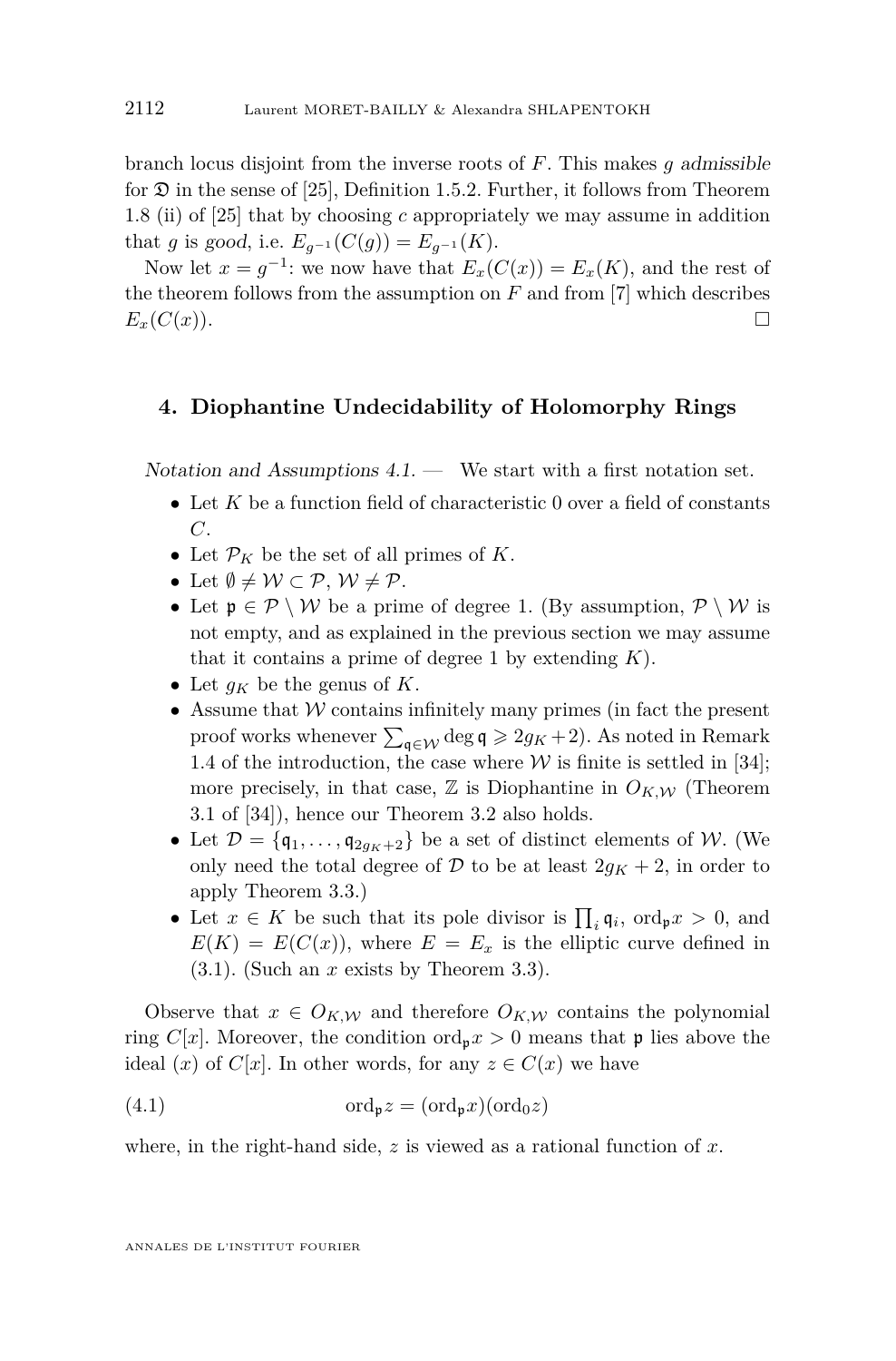branch locus disjoint from the inverse roots of $F$. This makes $g$ *admissible* for $\mathfrak{D}$ in the sense of [25], Definition 1.5.2. Further, it follows from Theorem 1.8 (ii) of [25] that by choosing $c$ appropriately we may assume in addition that $g$ is *good*, i.e. $E_{g^{-1}}(C(g)) = E_{g^{-1}}(K)$.

Now let $x = g^{-1}$: we now have that $E_x(C(x)) = E_x(K)$, and the rest of the theorem follows from the assumption on $F$ and from [7] which describes $E_x(C(x))$. □

## 4. Diophantine Undecidability of Holomorphy Rings

*Notation and Assumptions 4.1.* — We start with a first notation set.

- Let $K$ be a function field of characteristic 0 over a field of constants $C$.
- Let $\mathcal{P}_K$ be the set of all primes of $K$.
- Let $\emptyset \neq \mathcal{W} \subset \mathcal{P}$, $\mathcal{W} \neq \mathcal{P}$.
- Let $\mathfrak{p} \in \mathcal{P} \setminus \mathcal{W}$ be a prime of degree 1. (By assumption, $\mathcal{P} \setminus \mathcal{W}$ is not empty, and as explained in the previous section we may assume that it contains a prime of degree 1 by extending $K$).
- Let $g_K$ be the genus of $K$.
- Assume that $\mathcal{W}$ contains infinitely many primes (in fact the present proof works whenever $\sum_{\mathfrak{q} \in \mathcal{W}} \deg \mathfrak{q} \geqslant 2g_K + 2$). As noted in Remark 1.4 of the introduction, the case where $\mathcal{W}$ is finite is settled in [34]; more precisely, in that case, $\mathbb{Z}$ is Diophantine in $O_{K,\mathcal{W}}$ (Theorem 3.1 of [34]), hence our Theorem 3.2 also holds.
- Let $\mathcal{D} = \{\mathfrak{q}_1, \ldots, \mathfrak{q}_{2g_K+2}\}$ be a set of distinct elements of $\mathcal{W}$. (We only need the total degree of $\mathcal{D}$ to be at least $2g_K + 2$, in order to apply Theorem 3.3.)
- Let $x \in K$ be such that its pole divisor is $\prod_i \mathfrak{q}_i$, $\mathrm{ord}_{\mathfrak{p}} x > 0$, and $E(K) = E(C(x))$, where $E = E_x$ is the elliptic curve defined in (3.1). (Such an $x$ exists by Theorem 3.3).

Observe that $x \in O_{K,\mathcal{W}}$ and therefore $O_{K,\mathcal{W}}$ contains the polynomial ring $C[x]$. Moreover, the condition $\mathrm{ord}_{\mathfrak{p}} x > 0$ means that $\mathfrak{p}$ lies above the ideal $(x)$ of $C[x]$. In other words, for any $z \in C(x)$ we have

$$\mathrm{ord}_{\mathfrak{p}} z = (\mathrm{ord}_{\mathfrak{p}} x)(\mathrm{ord}_0 z) \tag{4.1}$$

where, in the right-hand side, $z$ is viewed as a rational function of $x$.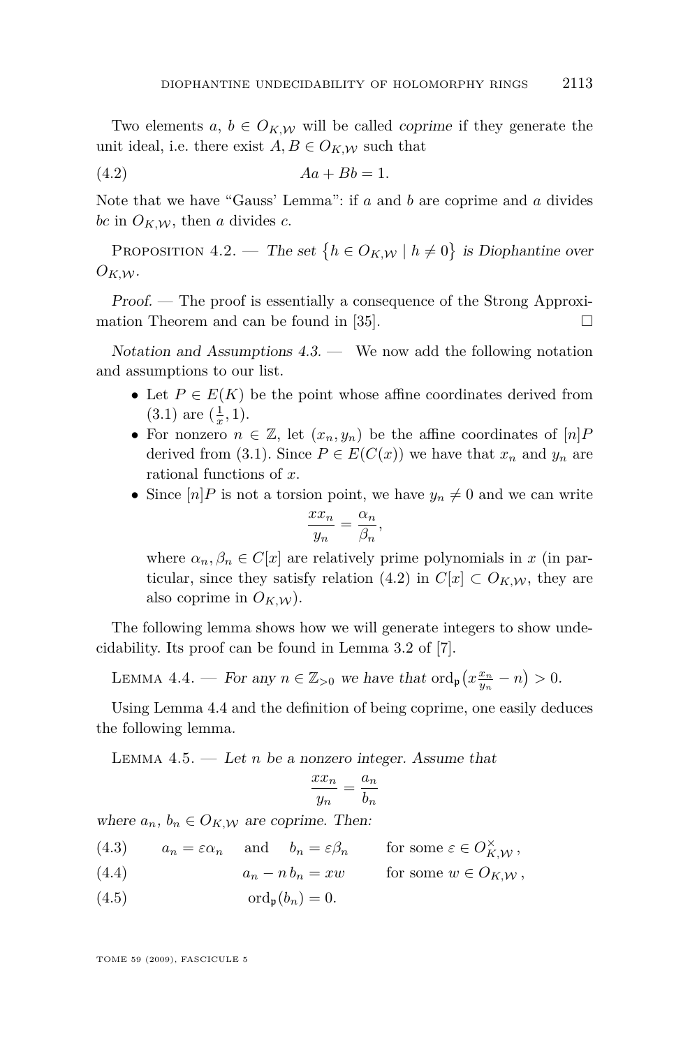Two elements $a$, $b \in O_{K,\mathcal{W}}$ will be called *coprime* if they generate the unit ideal, i.e. there exist $A, B \in O_{K,\mathcal{W}}$ such that

$$Aa + Bb = 1. \tag{4.2}$$

Note that we have "Gauss' Lemma": if $a$ and $b$ are coprime and $a$ divides $bc$ in $O_{K,\mathcal{W}}$, then $a$ divides $c$.

Proposition 4.2. — *The set $\{h \in O_{K,\mathcal{W}} \mid h \neq 0\}$ is Diophantine over $O_{K,\mathcal{W}}$.*

*Proof.* — The proof is essentially a consequence of the Strong Approximation Theorem and can be found in [35]. □

*Notation and Assumptions 4.3.* — We now add the following notation and assumptions to our list.

- Let $P \in E(K)$ be the point whose affine coordinates derived from (3.1) are $(\frac{1}{x}, 1)$.
- For nonzero $n \in \mathbb{Z}$, let $(x_n, y_n)$ be the affine coordinates of $[n]P$ derived from (3.1). Since $P \in E(C(x))$ we have that $x_n$ and $y_n$ are rational functions of $x$.
- Since $[n]P$ is not a torsion point, we have $y_n \neq 0$ and we can write
$$\frac{x x_n}{y_n} = \frac{\alpha_n}{\beta_n},$$
where $\alpha_n, \beta_n \in C[x]$ are relatively prime polynomials in $x$ (in particular, since they satisfy relation (4.2) in $C[x] \subset O_{K,\mathcal{W}}$, they are also coprime in $O_{K,\mathcal{W}}$).

The following lemma shows how we will generate integers to show undecidability. Its proof can be found in Lemma 3.2 of [7].

Lemma 4.4. — *For any $n \in \mathbb{Z}_{>0}$ we have that $\operatorname{ord}_{\mathfrak{p}}\big(x\frac{x_n}{y_n} - n\big) > 0$.*

Using Lemma 4.4 and the definition of being coprime, one easily deduces the following lemma.

Lemma 4.5. — *Let $n$ be a nonzero integer. Assume that*
$$\frac{x x_n}{y_n} = \frac{a_n}{b_n}$$
*where $a_n$, $b_n \in O_{K,\mathcal{W}}$ are coprime. Then:*

$$a_n = \varepsilon \alpha_n \quad \text{and} \quad b_n = \varepsilon \beta_n \qquad \text{for some } \varepsilon \in O_{K,\mathcal{W}}^{\times}, \tag{4.3}$$

$$a_n - n\, b_n = xw \qquad \text{for some } w \in O_{K,\mathcal{W}}, \tag{4.4}$$

$$\operatorname{ord}_{\mathfrak{p}}(b_n) = 0. \tag{4.5}$$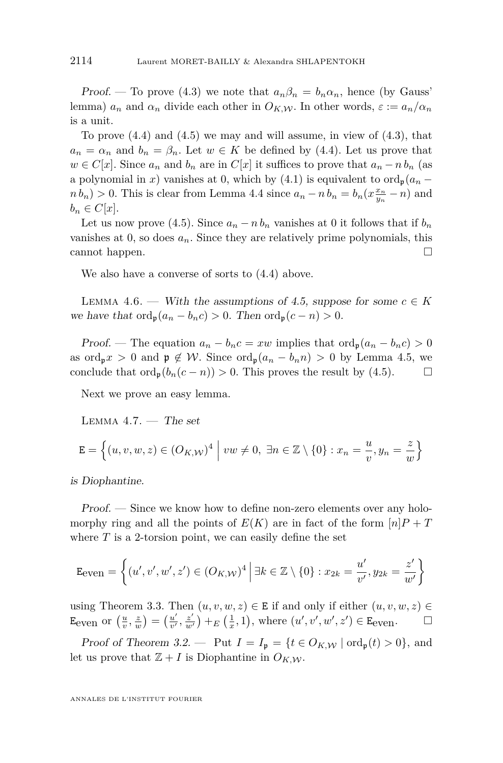*Proof.* — To prove (4.3) we note that $a_n\beta_n = b_n\alpha_n$, hence (by Gauss' lemma) $a_n$ and $\alpha_n$ divide each other in $O_{K,\mathcal{W}}$. In other words, $\varepsilon := a_n/\alpha_n$ is a unit.

To prove (4.4) and (4.5) we may and will assume, in view of (4.3), that $a_n = \alpha_n$ and $b_n = \beta_n$. Let $w \in K$ be defined by (4.4). Let us prove that $w \in C[x]$. Since $a_n$ and $b_n$ are in $C[x]$ it suffices to prove that $a_n - n\,b_n$ (as a polynomial in $x$) vanishes at 0, which by (4.1) is equivalent to $\operatorname{ord}_{\mathfrak{p}}(a_n - n\,b_n) > 0$. This is clear from Lemma 4.4 since $a_n - n\,b_n = b_n(x\frac{x_n}{y_n} - n)$ and $b_n \in C[x]$.

Let us now prove (4.5). Since $a_n - n\,b_n$ vanishes at 0 it follows that if $b_n$ vanishes at 0, so does $a_n$. Since they are relatively prime polynomials, this cannot happen. $\square$

We also have a converse of sorts to (4.4) above.

Lemma 4.6. — *With the assumptions of 4.5, suppose for some $c \in K$ we have that $\operatorname{ord}_{\mathfrak{p}}(a_n - b_n c) > 0$. Then $\operatorname{ord}_{\mathfrak{p}}(c - n) > 0$.*

*Proof.* — The equation $a_n - b_n c = xw$ implies that $\operatorname{ord}_{\mathfrak{p}}(a_n - b_n c) > 0$ as $\operatorname{ord}_{\mathfrak{p}} x > 0$ and $\mathfrak{p} \notin \mathcal{W}$. Since $\operatorname{ord}_{\mathfrak{p}}(a_n - b_n n) > 0$ by Lemma 4.5, we conclude that $\operatorname{ord}_{\mathfrak{p}}(b_n(c-n)) > 0$. This proves the result by (4.5). $\square$

Next we prove an easy lemma.

Lemma 4.7. — *The set*

$$\mathtt{E} = \left\{(u,v,w,z) \in (O_{K,\mathcal{W}})^4 \;\middle|\; vw \neq 0,\ \exists n \in \mathbb{Z}\setminus\{0\} : x_n = \frac{u}{v}, y_n = \frac{z}{w}\right\}$$

*is Diophantine.*

*Proof.* — Since we know how to define non-zero elements over any holomorphy ring and all the points of $E(K)$ are in fact of the form $[n]P + T$ where $T$ is a 2-torsion point, we can easily define the set

$$\mathtt{E}_{\text{even}} = \left\{(u',v',w',z') \in (O_{K,\mathcal{W}})^4 \;\middle|\; \exists k \in \mathbb{Z}\setminus\{0\} : x_{2k} = \frac{u'}{v'}, y_{2k} = \frac{z'}{w'}\right\}$$

using Theorem 3.3. Then $(u,v,w,z) \in \mathtt{E}$ if and only if either $(u,v,w,z) \in \mathtt{E}_{\text{even}}$ or $\left(\frac{u}{v}, \frac{z}{w}\right) = \left(\frac{u'}{v'}, \frac{z'}{w'}\right) +_E \left(\frac{1}{x}, 1\right)$, where $(u',v',w',z') \in \mathtt{E}_{\text{even}}$. $\square$

*Proof of Theorem 3.2.* — Put $I = I_{\mathfrak{p}} = \{t \in O_{K,\mathcal{W}} \mid \operatorname{ord}_{\mathfrak{p}}(t) > 0\}$, and let us prove that $\mathbb{Z} + I$ is Diophantine in $O_{K,\mathcal{W}}$.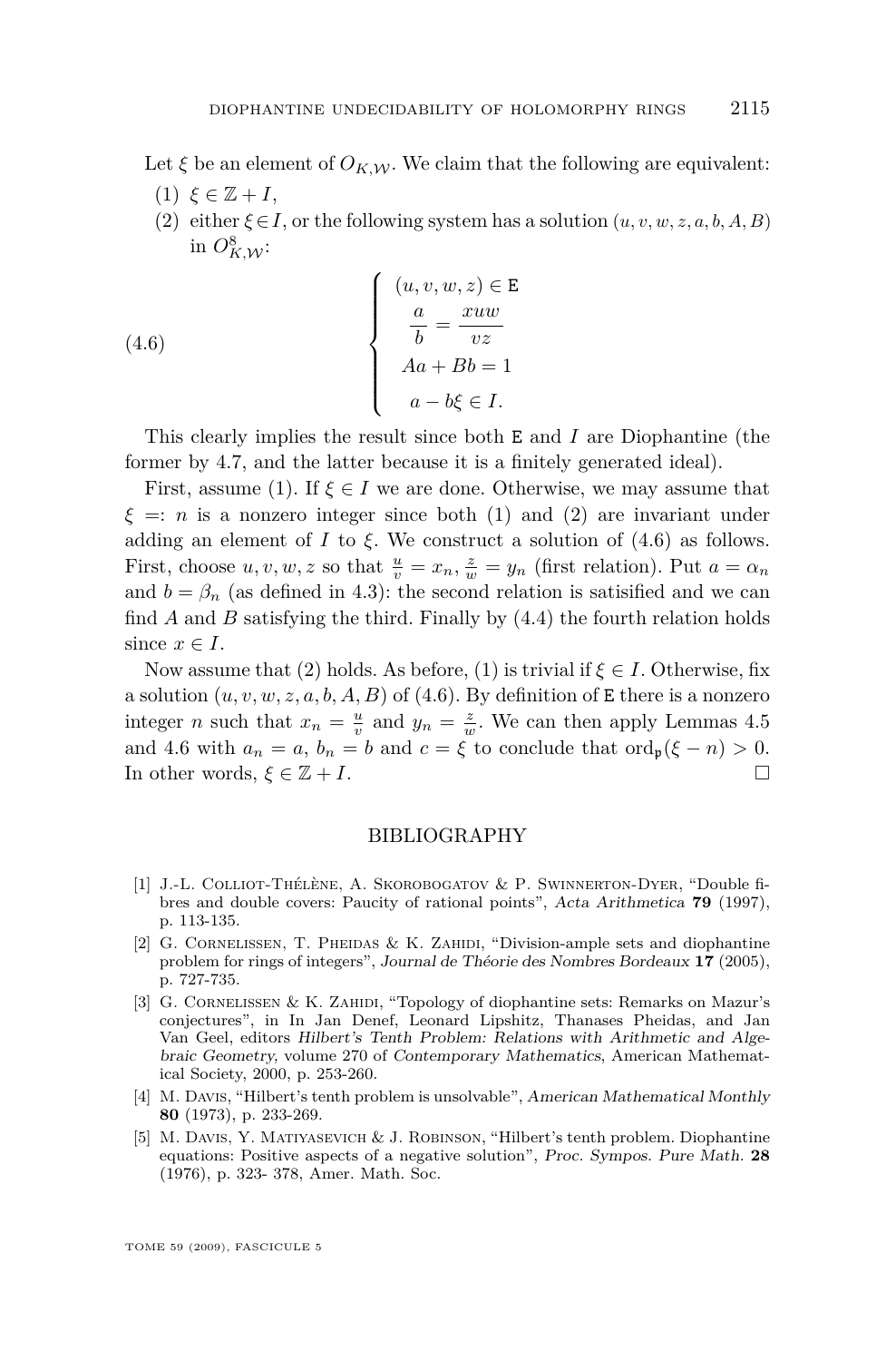Let $\xi$ be an element of $O_{K,\mathcal{W}}$. We claim that the following are equivalent:

(1) $\xi \in \mathbb{Z} + I$,

(2) either $\xi \in I$, or the following system has a solution $(u, v, w, z, a, b, A, B)$ in $O_{K,\mathcal{W}}^8$:

$$\tag{4.6} \begin{cases} (u, v, w, z) \in \mathtt{E} \\ \dfrac{a}{b} = \dfrac{xuw}{vz} \\ Aa + Bb = 1 \\ a - b\xi \in I. \end{cases}$$

This clearly implies the result since both $\mathtt{E}$ and $I$ are Diophantine (the former by 4.7, and the latter because it is a finitely generated ideal).

First, assume (1). If $\xi \in I$ we are done. Otherwise, we may assume that $\xi =: n$ is a nonzero integer since both (1) and (2) are invariant under adding an element of $I$ to $\xi$. We construct a solution of (4.6) as follows. First, choose $u, v, w, z$ so that $\frac{u}{v} = x_n, \frac{z}{w} = y_n$ (first relation). Put $a = \alpha_n$ and $b = \beta_n$ (as defined in 4.3): the second relation is satisified and we can find $A$ and $B$ satisfying the third. Finally by (4.4) the fourth relation holds since $x \in I$.

Now assume that (2) holds. As before, (1) is trivial if $\xi \in I$. Otherwise, fix a solution $(u, v, w, z, a, b, A, B)$ of (4.6). By definition of $\mathtt{E}$ there is a nonzero integer $n$ such that $x_n = \frac{u}{v}$ and $y_n = \frac{z}{w}$. We can then apply Lemmas 4.5 and 4.6 with $a_n = a$, $b_n = b$ and $c = \xi$ to conclude that $\mathrm{ord}_{\mathfrak{p}}(\xi - n) > 0$. In other words, $\xi \in \mathbb{Z} + I$. □

## BIBLIOGRAPHY

[1] J.-L. Colliot-Thélène, A. Skorobogatov & P. Swinnerton-Dyer, "Double fibres and double covers: Paucity of rational points", *Acta Arithmetica* **79** (1997), p. 113-135.

[2] G. Cornelissen, T. Pheidas & K. Zahidi, "Division-ample sets and diophantine problem for rings of integers", *Journal de Théorie des Nombres Bordeaux* **17** (2005), p. 727-735.

[3] G. Cornelissen & K. Zahidi, "Topology of diophantine sets: Remarks on Mazur's conjectures", in In Jan Denef, Leonard Lipshitz, Thanases Pheidas, and Jan Van Geel, editors *Hilbert's Tenth Problem: Relations with Arithmetic and Algebraic Geometry,* volume 270 of *Contemporary Mathematics*, American Mathematical Society, 2000, p. 253-260.

[4] M. Davis, "Hilbert's tenth problem is unsolvable", *American Mathematical Monthly* **80** (1973), p. 233-269.

[5] M. Davis, Y. Matiyasevich & J. Robinson, "Hilbert's tenth problem. Diophantine equations: Positive aspects of a negative solution", *Proc. Sympos. Pure Math.* **28** (1976), p. 323- 378, Amer. Math. Soc.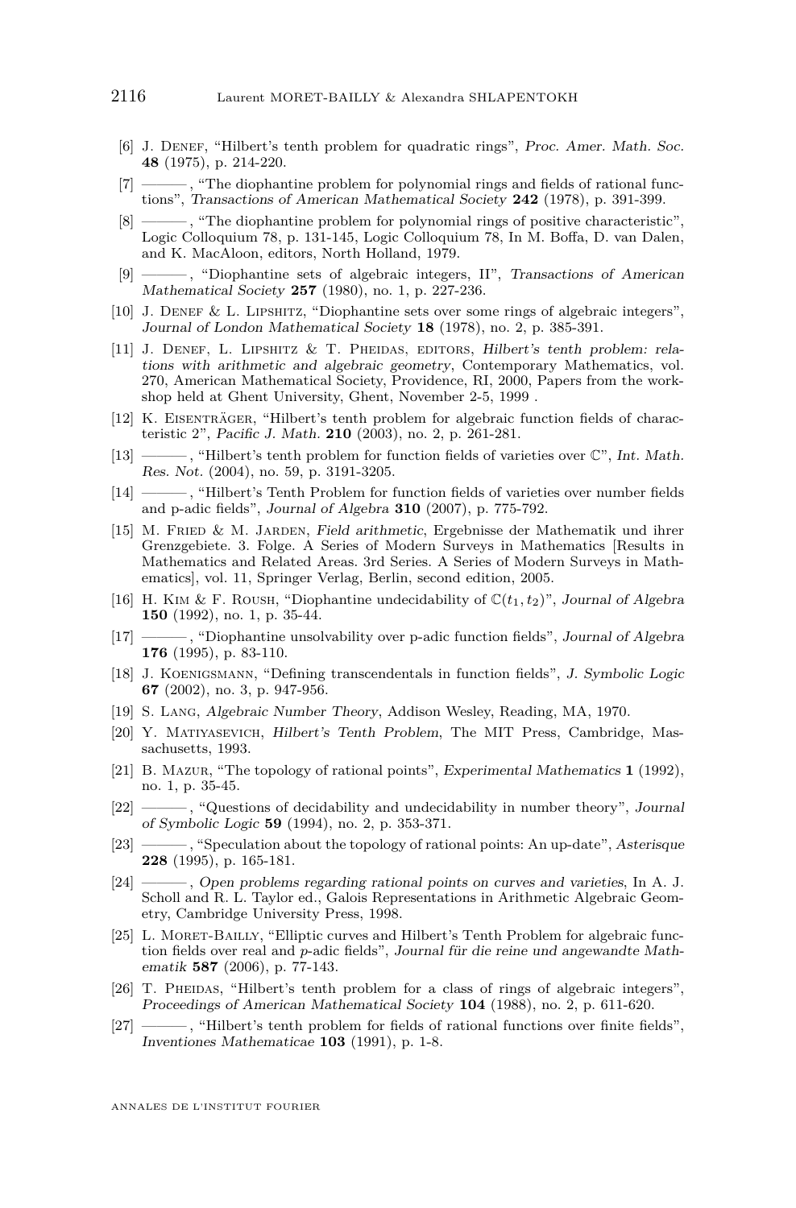[6] J. Denef, "Hilbert's tenth problem for quadratic rings", *Proc. Amer. Math. Soc.* **48** (1975), p. 214-220.

[7] ———, "The diophantine problem for polynomial rings and fields of rational functions", *Transactions of American Mathematical Society* **242** (1978), p. 391-399.

[8] ———, "The diophantine problem for polynomial rings of positive characteristic", Logic Colloquium 78, p. 131-145, Logic Colloquium 78, In M. Boffa, D. van Dalen, and K. MacAloon, editors, North Holland, 1979.

[9] ———, "Diophantine sets of algebraic integers, II", *Transactions of American Mathematical Society* **257** (1980), no. 1, p. 227-236.

[10] J. Denef & L. Lipshitz, "Diophantine sets over some rings of algebraic integers", *Journal of London Mathematical Society* **18** (1978), no. 2, p. 385-391.

[11] J. Denef, L. Lipshitz & T. Pheidas, editors, *Hilbert's tenth problem: relations with arithmetic and algebraic geometry*, Contemporary Mathematics, vol. 270, American Mathematical Society, Providence, RI, 2000, Papers from the workshop held at Ghent University, Ghent, November 2-5, 1999 .

[12] K. Eisenträger, "Hilbert's tenth problem for algebraic function fields of characteristic 2", *Pacific J. Math.* **210** (2003), no. 2, p. 261-281.

[13] ———, "Hilbert's tenth problem for function fields of varieties over $\mathbb{C}$", *Int. Math. Res. Not.* (2004), no. 59, p. 3191-3205.

[14] ———, "Hilbert's Tenth Problem for function fields of varieties over number fields and p-adic fields", *Journal of Algebra* **310** (2007), p. 775-792.

[15] M. Fried & M. Jarden, *Field arithmetic*, Ergebnisse der Mathematik und ihrer Grenzgebiete. 3. Folge. A Series of Modern Surveys in Mathematics [Results in Mathematics and Related Areas. 3rd Series. A Series of Modern Surveys in Mathematics], vol. 11, Springer Verlag, Berlin, second edition, 2005.

[16] H. Kim & F. Roush, "Diophantine undecidability of $\mathbb{C}(t_1, t_2)$", *Journal of Algebra* **150** (1992), no. 1, p. 35-44.

[17] ———, "Diophantine unsolvability over p-adic function fields", *Journal of Algebra* **176** (1995), p. 83-110.

[18] J. Koenigsmann, "Defining transcendentals in function fields", *J. Symbolic Logic* **67** (2002), no. 3, p. 947-956.

[19] S. Lang, *Algebraic Number Theory*, Addison Wesley, Reading, MA, 1970.

[20] Y. Matiyasevich, *Hilbert's Tenth Problem*, The MIT Press, Cambridge, Massachusetts, 1993.

[21] B. Mazur, "The topology of rational points", *Experimental Mathematics* **1** (1992), no. 1, p. 35-45.

[22] ———, "Questions of decidability and undecidability in number theory", *Journal of Symbolic Logic* **59** (1994), no. 2, p. 353-371.

[23] ———, "Speculation about the topology of rational points: An up-date", *Asterisque* **228** (1995), p. 165-181.

[24] ———, *Open problems regarding rational points on curves and varieties*, In A. J. Scholl and R. L. Taylor ed., Galois Representations in Arithmetic Algebraic Geometry, Cambridge University Press, 1998.

[25] L. Moret-Bailly, "Elliptic curves and Hilbert's Tenth Problem for algebraic function fields over real and $p$-adic fields", *Journal für die reine und angewandte Mathematik* **587** (2006), p. 77-143.

[26] T. Pheidas, "Hilbert's tenth problem for a class of rings of algebraic integers", *Proceedings of American Mathematical Society* **104** (1988), no. 2, p. 611-620.

[27] ———, "Hilbert's tenth problem for fields of rational functions over finite fields", *Inventiones Mathematicae* **103** (1991), p. 1-8.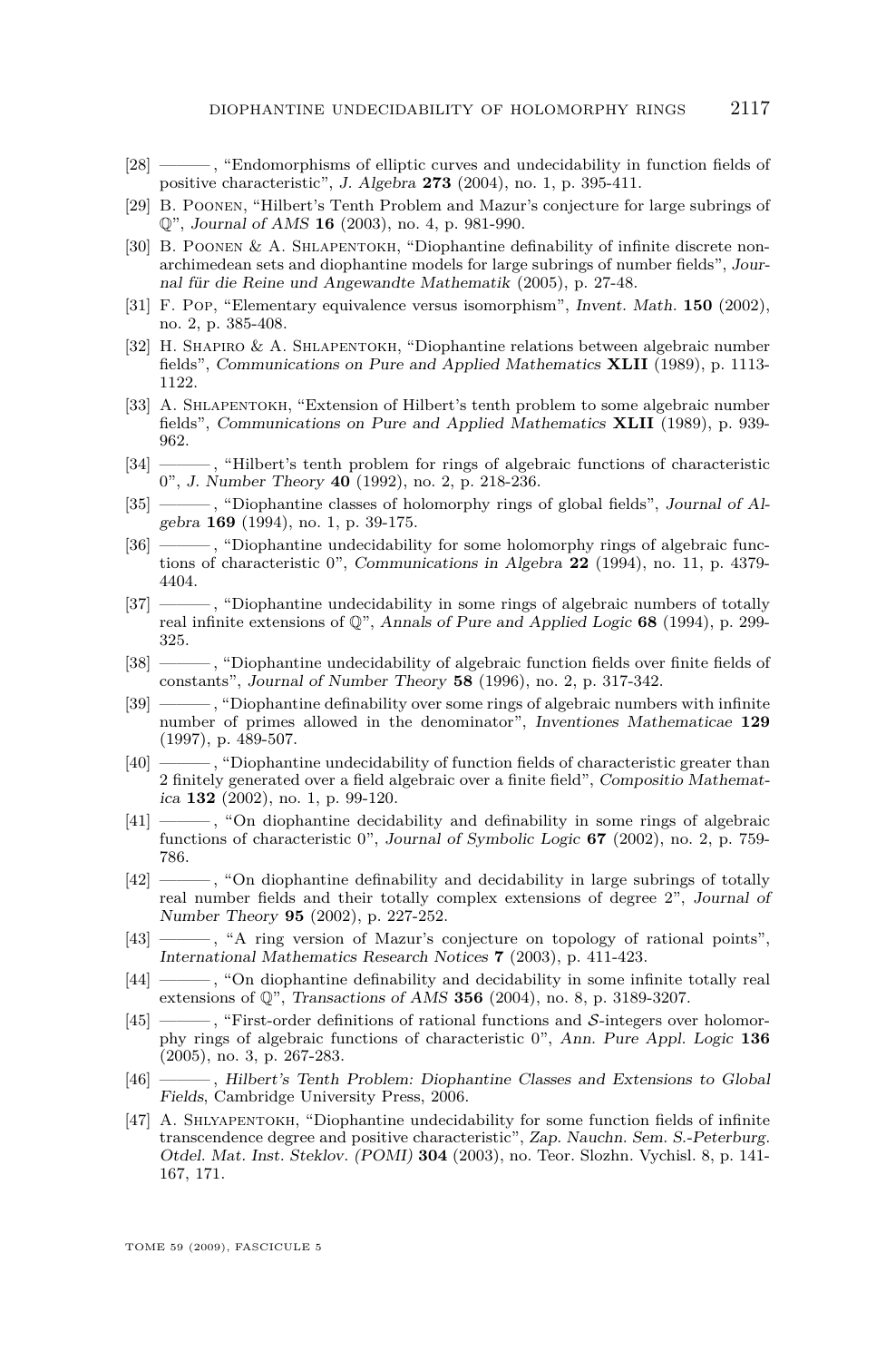[28] ———, "Endomorphisms of elliptic curves and undecidability in function fields of positive characteristic", *J. Algebra* **273** (2004), no. 1, p. 395-411.

[29] B. Poonen, "Hilbert's Tenth Problem and Mazur's conjecture for large subrings of $\mathbb{Q}$", *Journal of AMS* **16** (2003), no. 4, p. 981-990.

[30] B. Poonen & A. Shlapentokh, "Diophantine definability of infinite discrete non-archimedean sets and diophantine models for large subrings of number fields", *Journal für die Reine und Angewandte Mathematik* (2005), p. 27-48.

[31] F. Pop, "Elementary equivalence versus isomorphism", *Invent. Math.* **150** (2002), no. 2, p. 385-408.

[32] H. Shapiro & A. Shlapentokh, "Diophantine relations between algebraic number fields", *Communications on Pure and Applied Mathematics* **XLII** (1989), p. 1113-1122.

[33] A. Shlapentokh, "Extension of Hilbert's tenth problem to some algebraic number fields", *Communications on Pure and Applied Mathematics* **XLII** (1989), p. 939-962.

[34] ———, "Hilbert's tenth problem for rings of algebraic functions of characteristic 0", *J. Number Theory* **40** (1992), no. 2, p. 218-236.

[35] ———, "Diophantine classes of holomorphy rings of global fields", *Journal of Algebra* **169** (1994), no. 1, p. 39-175.

[36] ———, "Diophantine undecidability for some holomorphy rings of algebraic functions of characteristic 0", *Communications in Algebra* **22** (1994), no. 11, p. 4379-4404.

[37] ———, "Diophantine undecidability in some rings of algebraic numbers of totally real infinite extensions of $\mathbb{Q}$", *Annals of Pure and Applied Logic* **68** (1994), p. 299-325.

[38] ———, "Diophantine undecidability of algebraic function fields over finite fields of constants", *Journal of Number Theory* **58** (1996), no. 2, p. 317-342.

[39] ———, "Diophantine definability over some rings of algebraic numbers with infinite number of primes allowed in the denominator", *Inventiones Mathematicae* **129** (1997), p. 489-507.

[40] ———, "Diophantine undecidability of function fields of characteristic greater than 2 finitely generated over a field algebraic over a finite field", *Compositio Mathematica* **132** (2002), no. 1, p. 99-120.

[41] ———, "On diophantine decidability and definability in some rings of algebraic functions of characteristic 0", *Journal of Symbolic Logic* **67** (2002), no. 2, p. 759-786.

[42] ———, "On diophantine definability and decidability in large subrings of totally real number fields and their totally complex extensions of degree 2", *Journal of Number Theory* **95** (2002), p. 227-252.

[43] ———, "A ring version of Mazur's conjecture on topology of rational points", *International Mathematics Research Notices* **7** (2003), p. 411-423.

[44] ———, "On diophantine definability and decidability in some infinite totally real extensions of $\mathbb{Q}$", *Transactions of AMS* **356** (2004), no. 8, p. 3189-3207.

[45] ———, "First-order definitions of rational functions and $\mathcal{S}$-integers over holomorphy rings of algebraic functions of characteristic 0", *Ann. Pure Appl. Logic* **136** (2005), no. 3, p. 267-283.

[46] ———, *Hilbert's Tenth Problem: Diophantine Classes and Extensions to Global Fields*, Cambridge University Press, 2006.

[47] A. Shlyapentokh, "Diophantine undecidability for some function fields of infinite transcendence degree and positive characteristic", *Zap. Nauchn. Sem. S.-Peterburg. Otdel. Mat. Inst. Steklov. (POMI)* **304** (2003), no. Teor. Slozhn. Vychisl. 8, p. 141-167, 171.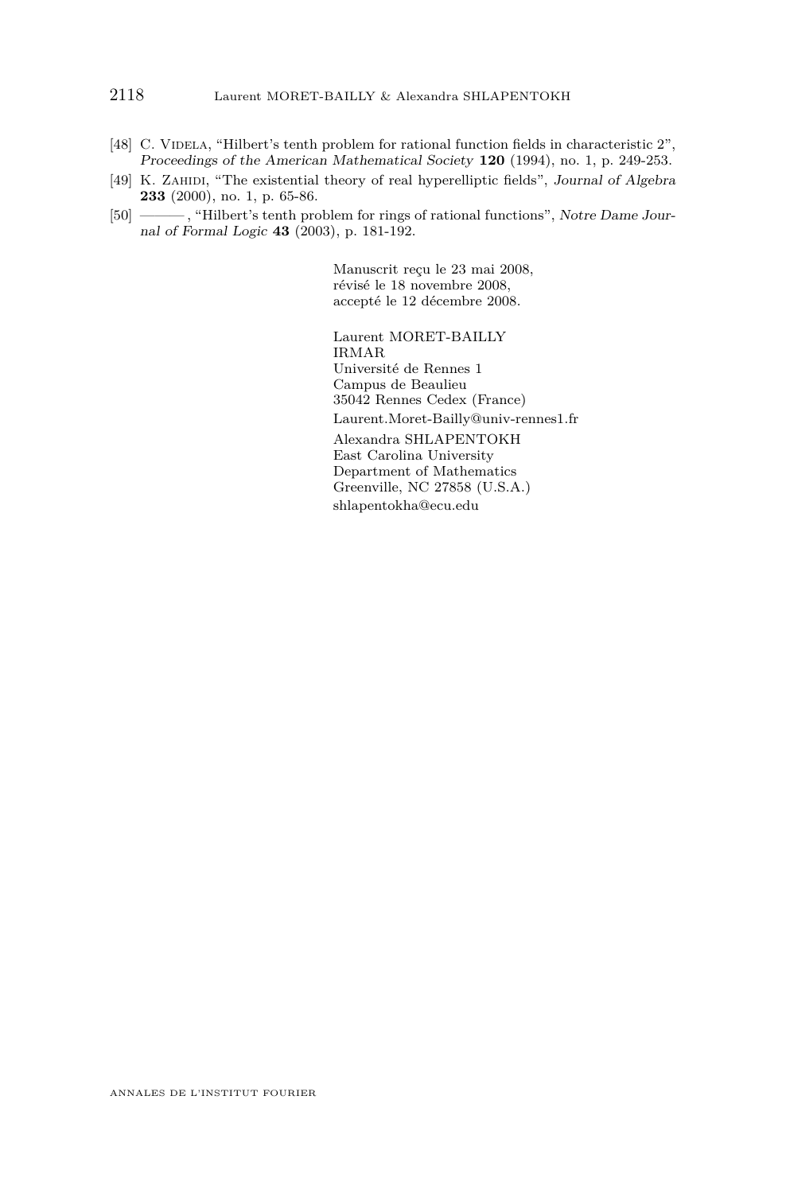[48] C. Videla, "Hilbert's tenth problem for rational function fields in characteristic 2", *Proceedings of the American Mathematical Society* **120** (1994), no. 1, p. 249-253.

[49] K. Zahidi, "The existential theory of real hyperelliptic fields", *Journal of Algebra* **233** (2000), no. 1, p. 65-86.

[50] ——— , "Hilbert's tenth problem for rings of rational functions", *Notre Dame Journal of Formal Logic* **43** (2003), p. 181-192.

Manuscrit reçu le 23 mai 2008,
révisé le 18 novembre 2008,
accepté le 12 décembre 2008.

Laurent MORET-BAILLY
IRMAR
Université de Rennes 1
Campus de Beaulieu
35042 Rennes Cedex (France)
Laurent.Moret-Bailly@univ-rennes1.fr

Alexandra SHLAPENTOKH
East Carolina University
Department of Mathematics
Greenville, NC 27858 (U.S.A.)
shlapentokha@ecu.edu